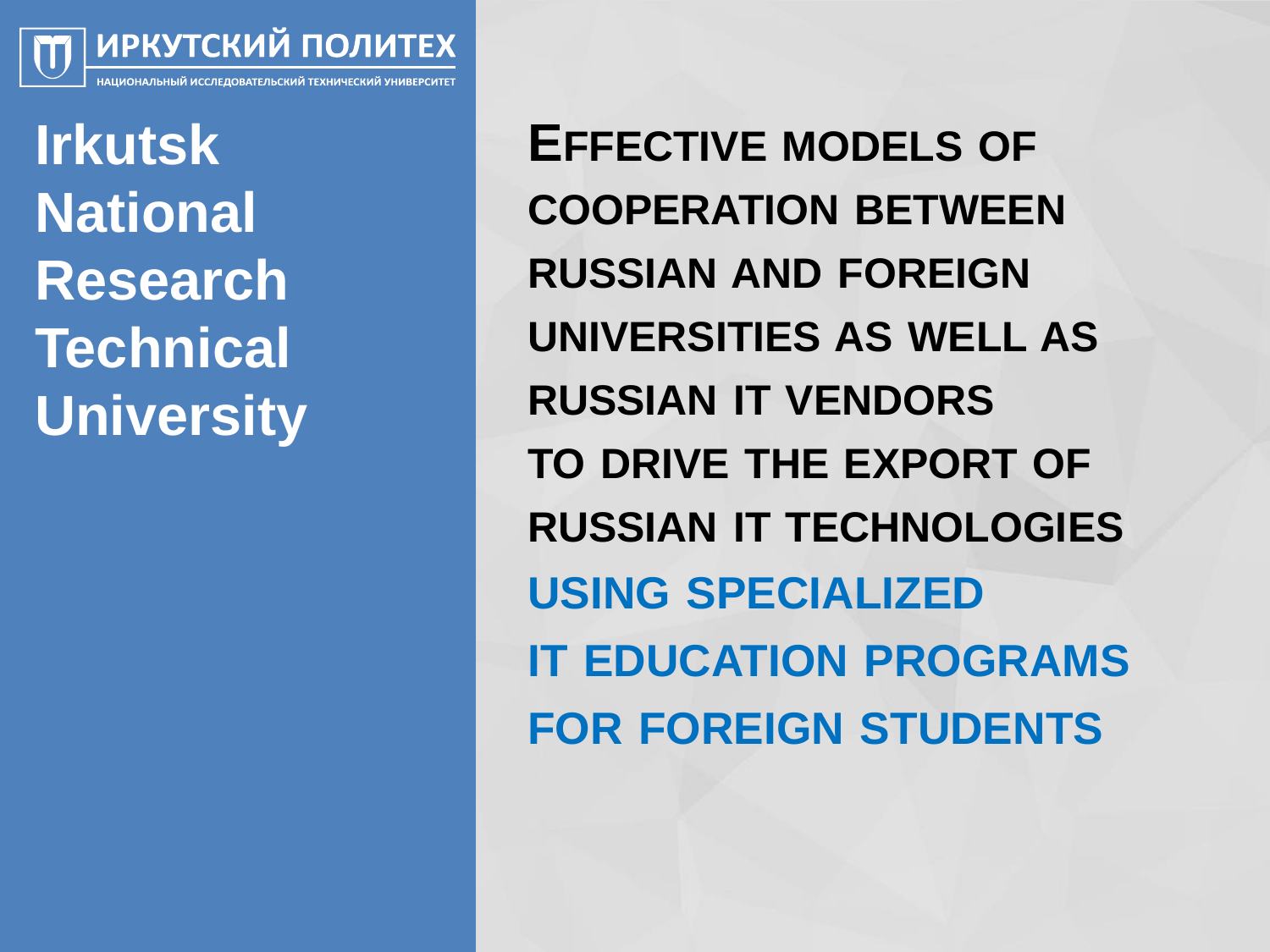ИРКУТСКИЙ ПОЛИТЕХ

НАЦИОНАЛЬНЫЙ ИССЛЕДОВАТЕЛЬСКИЙ ТЕХНИЧЕСКИЙ УНИВЕРСИТЕТ

**Irkutsk National Research Technical University**

# EFFECTIVE MODELS OF COOPERATION BETWEEN RUSSIAN AND FOREIGN UNIVERSITIES AS WELL AS RUSSIAN IT VENDORS TO DRIVE THE EXPORT OF RUSSIAN IT TECHNOLOGIES USING SPECIALIZED IT EDUCATION PROGRAMS FOR FOREIGN STUDENTS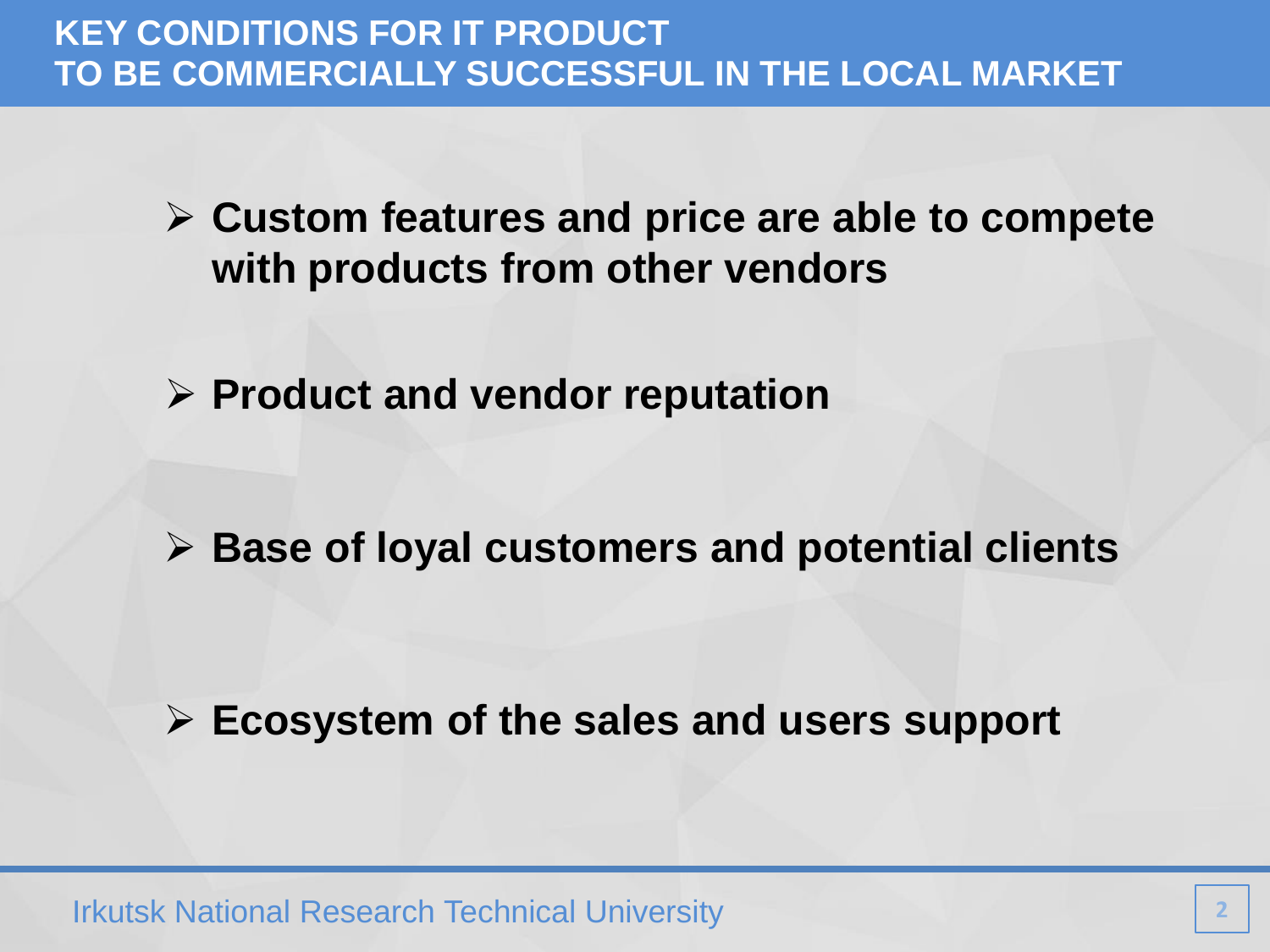# KEY CONDITIONS FOR IT PRODUCT TO BE COMMERCIALLY SUCCESSFUL IN THE LOCAL MARKET

- **Custom features and price are able to compete with products from other vendors**
- **Product and vendor reputation**
- **Base of loyal customers and potential clients**
- **Ecosystem of the sales and users support**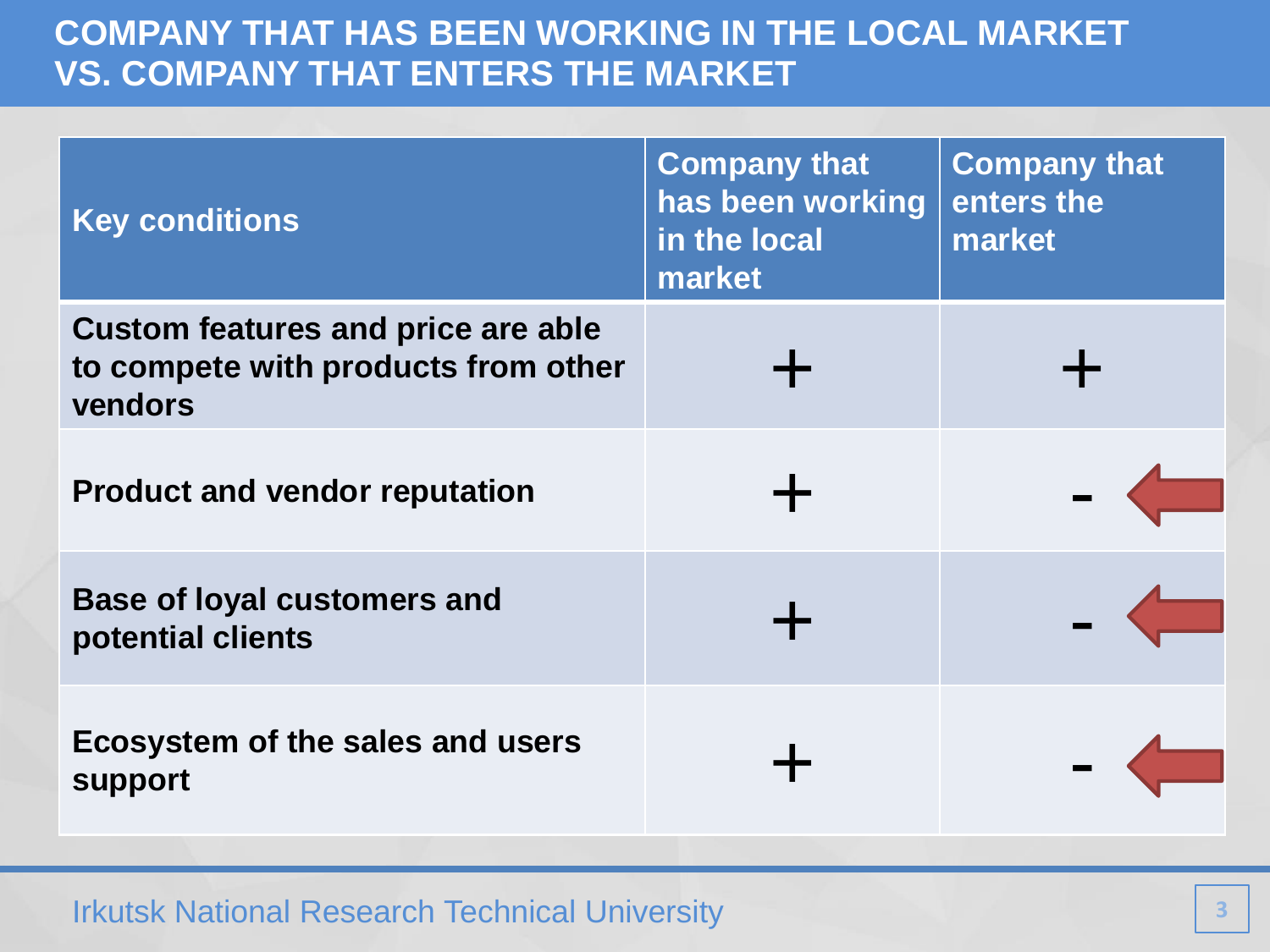# COMPANY THAT HAS BEEN WORKING IN THE LOCAL MARKET VS. COMPANY THAT ENTERS THE MARKET

| Key conditions | Company that has been working in the local market | Company that enters the market |
|---|---|---|
| Custom features and price are able to compete with products from other vendors | + | + |
| Product and vendor reputation | + | - |
| Base of loyal customers and potential clients | + | - |
| Ecosystem of the sales and users support | + | - |

Irkutsk National Research Technical University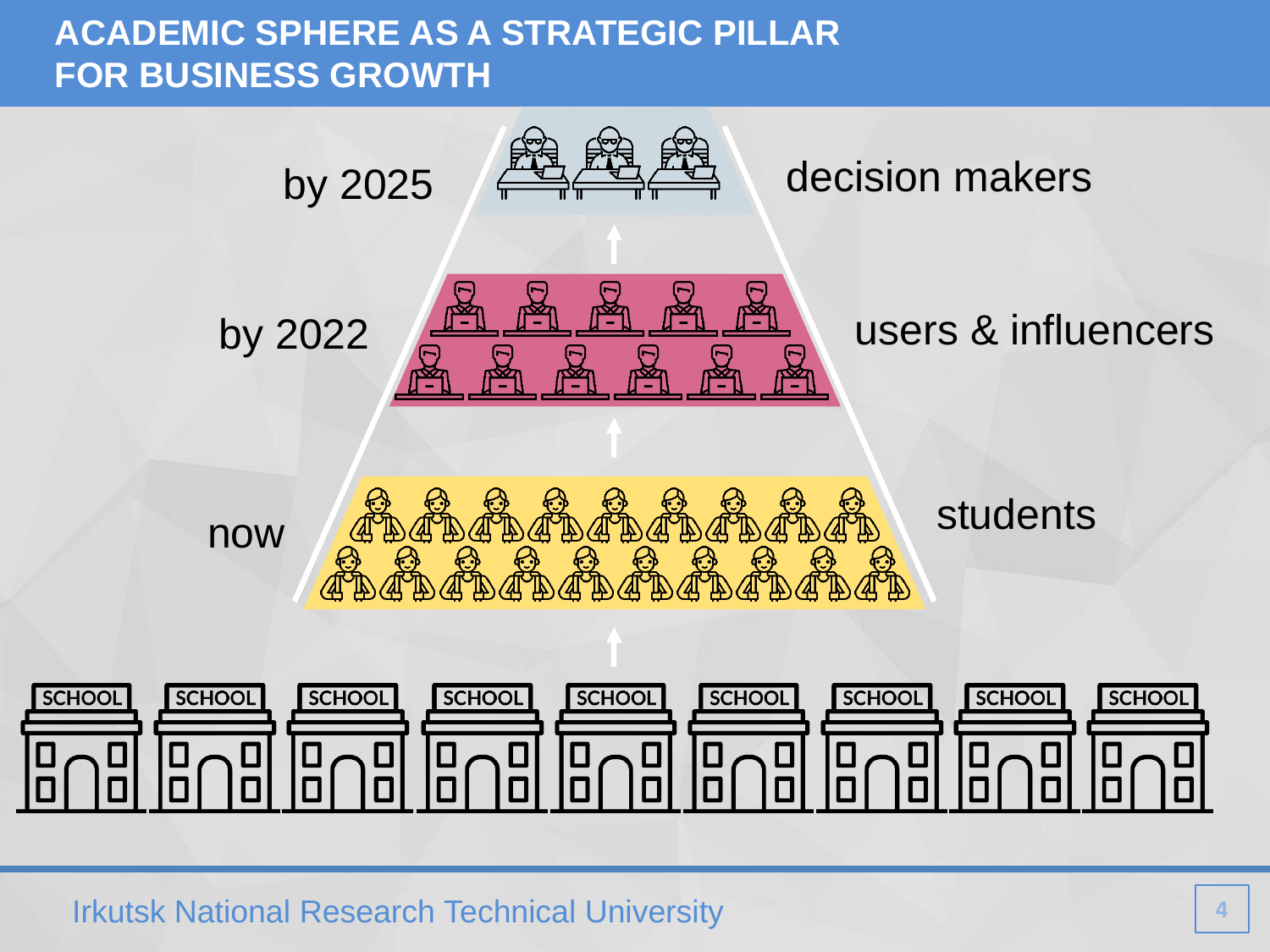# ACADEMIC SPHERE AS A STRATEGIC PILLAR FOR BUSINESS GROWTH

by 2025 — decision makers

by 2022 — users & influencers

now — students

SCHOOL SCHOOL SCHOOL SCHOOL SCHOOL SCHOOL SCHOOL SCHOOL SCHOOL

Irkutsk National Research Technical University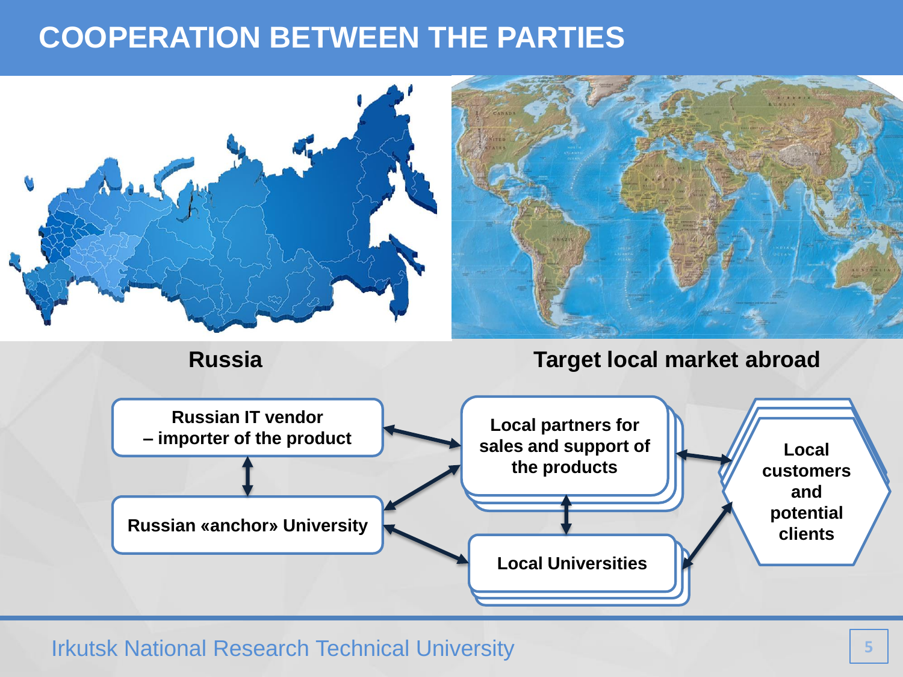# COOPERATION BETWEEN THE PARTIES

**Russia**

**Target local market abroad**

**Russian IT vendor – importer of the product**

**Russian «anchor» University**

**Local partners for sales and support of the products**

**Local Universities**

**Local customers and potential clients**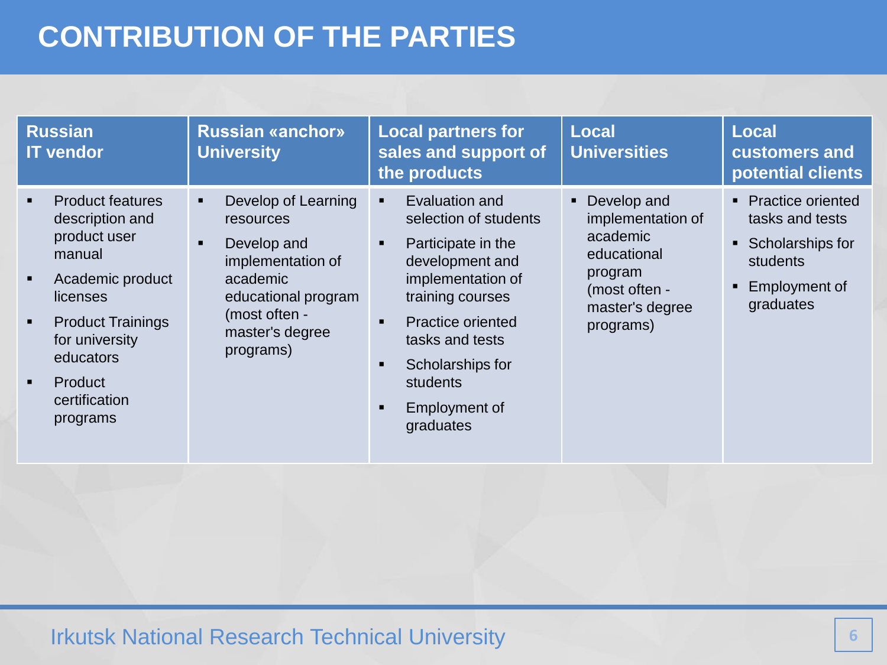# CONTRIBUTION OF THE PARTIES

| Russian IT vendor | Russian «anchor» University | Local partners for sales and support of the products | Local Universities | Local customers and potential clients |
|---|---|---|---|---|
| ▪ Product features description and product user manual<br>▪ Academic product licenses<br>▪ Product Trainings for university educators<br>▪ Product certification programs | ▪ Develop of Learning resources<br>▪ Develop and implementation of academic educational program (most often - master's degree programs) | ▪ Evaluation and selection of students<br>▪ Participate in the development and implementation of training courses<br>▪ Practice oriented tasks and tests<br>▪ Scholarships for students<br>▪ Employment of graduates | ▪ Develop and implementation of academic educational program (most often - master's degree programs) | ▪ Practice oriented tasks and tests<br>▪ Scholarships for students<br>▪ Employment of graduates |

Irkutsk National Research Technical University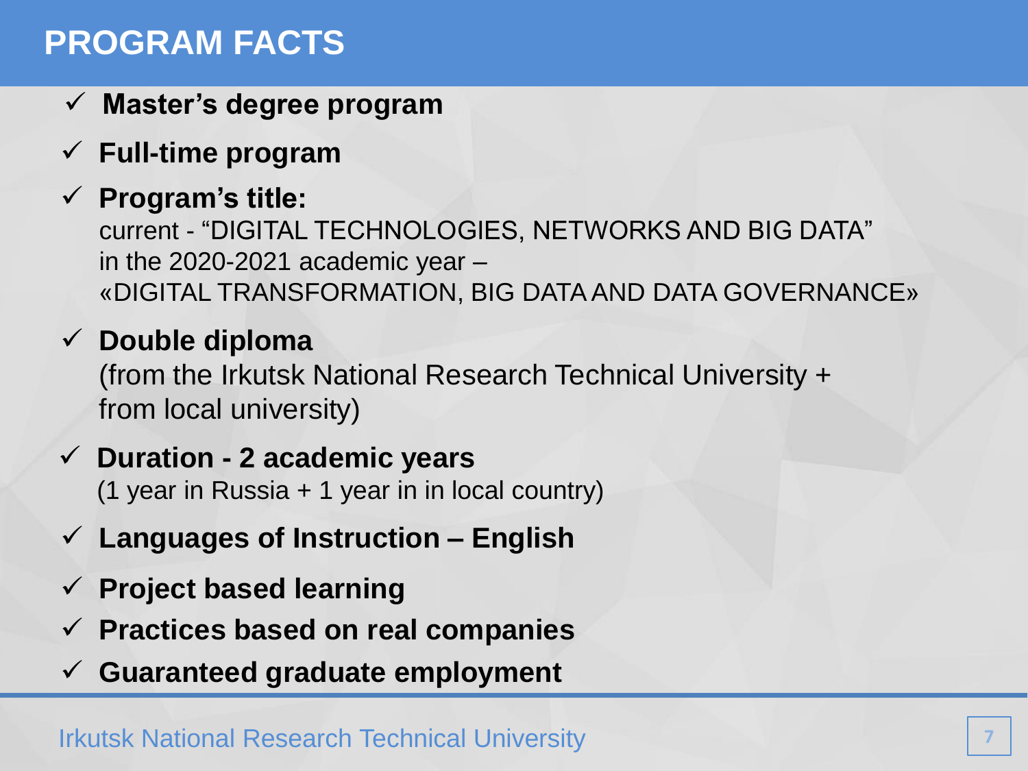# PROGRAM FACTS

- ✓ **Master's degree program**
- ✓ **Full-time program**
- ✓ **Program's title:**
  current - "DIGITAL TECHNOLOGIES, NETWORKS AND BIG DATA"
  in the 2020-2021 academic year –
  «DIGITAL TRANSFORMATION, BIG DATA AND DATA GOVERNANCE»
- ✓ **Double diploma**
  (from the Irkutsk National Research Technical University +
  from local university)
- ✓ **Duration - 2 academic years**
  (1 year in Russia + 1 year in in local country)
- ✓ **Languages of Instruction – English**
- ✓ **Project based learning**
- ✓ **Practices based on real companies**
- ✓ **Guaranteed graduate employment**

Irkutsk National Research Technical University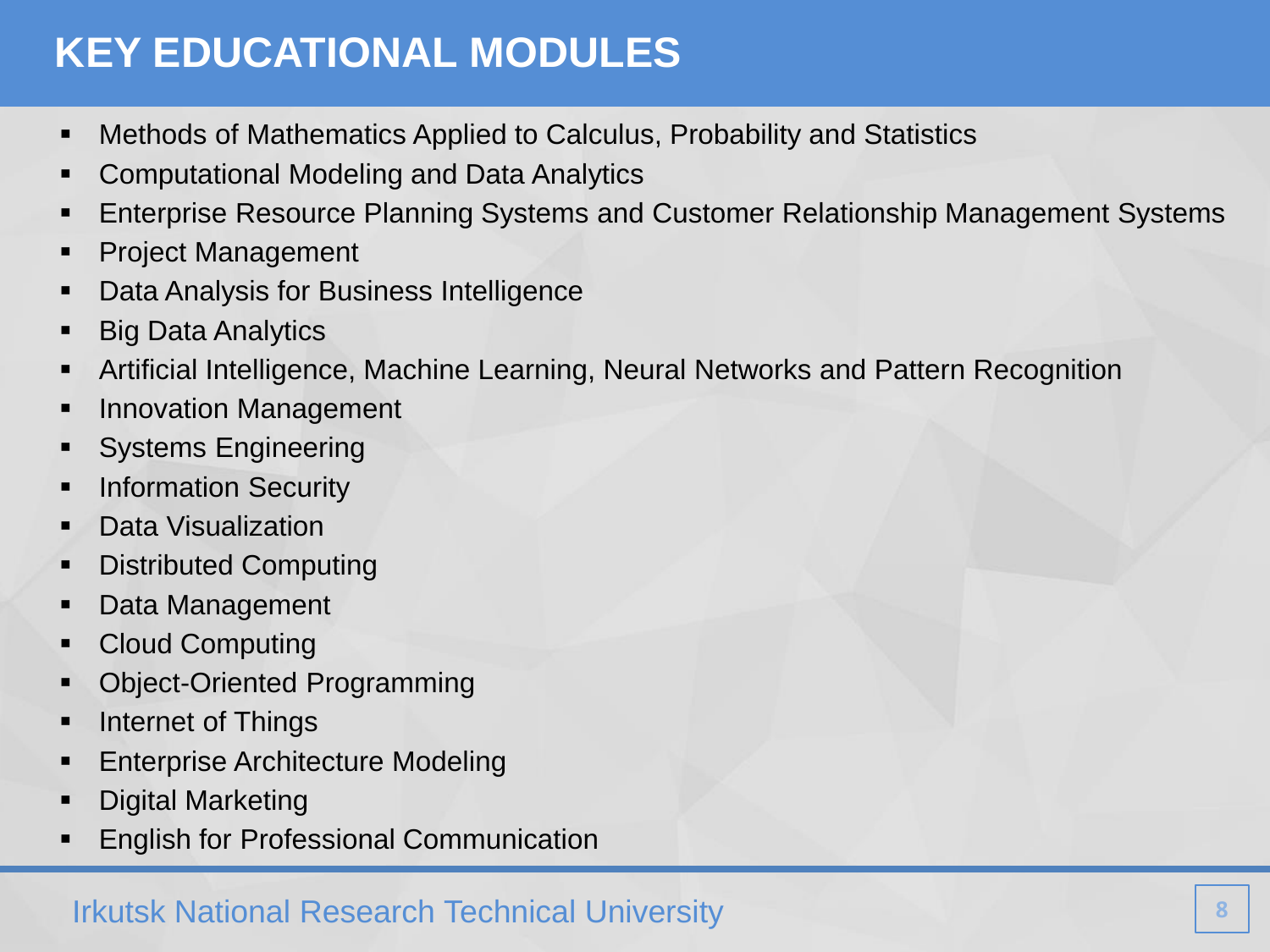# KEY EDUCATIONAL MODULES

- Methods of Mathematics Applied to Calculus, Probability and Statistics
- Computational Modeling and Data Analytics
- Enterprise Resource Planning Systems and Customer Relationship Management Systems
- Project Management
- Data Analysis for Business Intelligence
- Big Data Analytics
- Artificial Intelligence, Machine Learning, Neural Networks and Pattern Recognition
- Innovation Management
- Systems Engineering
- Information Security
- Data Visualization
- Distributed Computing
- Data Management
- Cloud Computing
- Object-Oriented Programming
- Internet of Things
- Enterprise Architecture Modeling
- Digital Marketing
- English for Professional Communication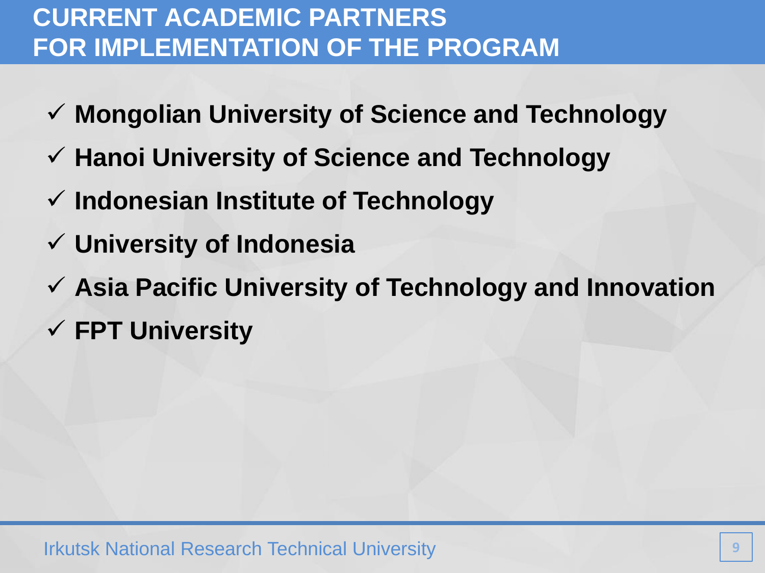# CURRENT ACADEMIC PARTNERS FOR IMPLEMENTATION OF THE PROGRAM

- ✓ **Mongolian University of Science and Technology**
- ✓ **Hanoi University of Science and Technology**
- ✓ **Indonesian Institute of Technology**
- ✓ **University of Indonesia**
- ✓ **Asia Pacific University of Technology and Innovation**
- ✓ **FPT University**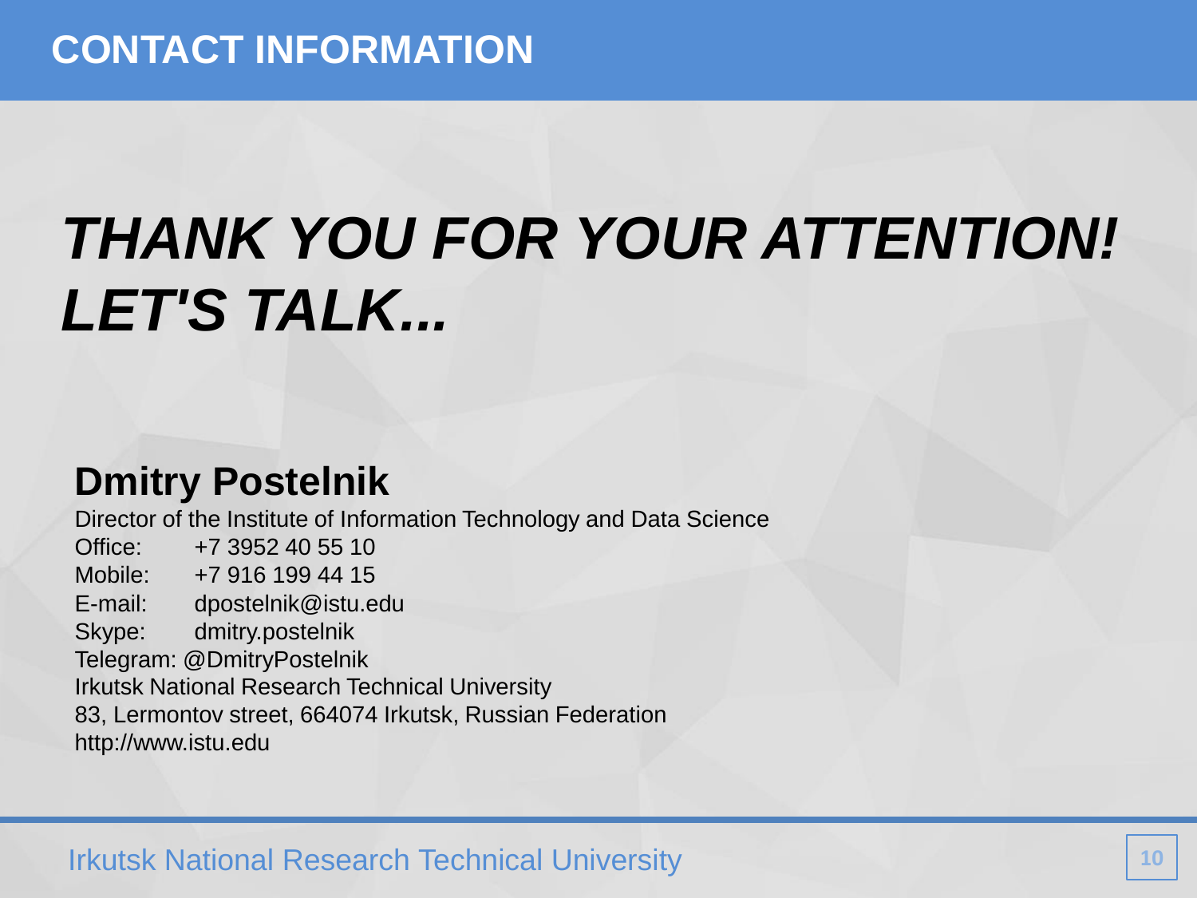# CONTACT INFORMATION

## *THANK YOU FOR YOUR ATTENTION! LET'S TALK...*

**Dmitry Postelnik**

Director of the Institute of Information Technology and Data Science  
Office: +7 3952 40 55 10  
Mobile: +7 916 199 44 15  
E-mail: dpostelnik@istu.edu  
Skype: dmitry.postelnik  
Telegram: @DmitryPostelnik  
Irkutsk National Research Technical University  
83, Lermontov street, 664074 Irkutsk, Russian Federation  
http://www.istu.edu